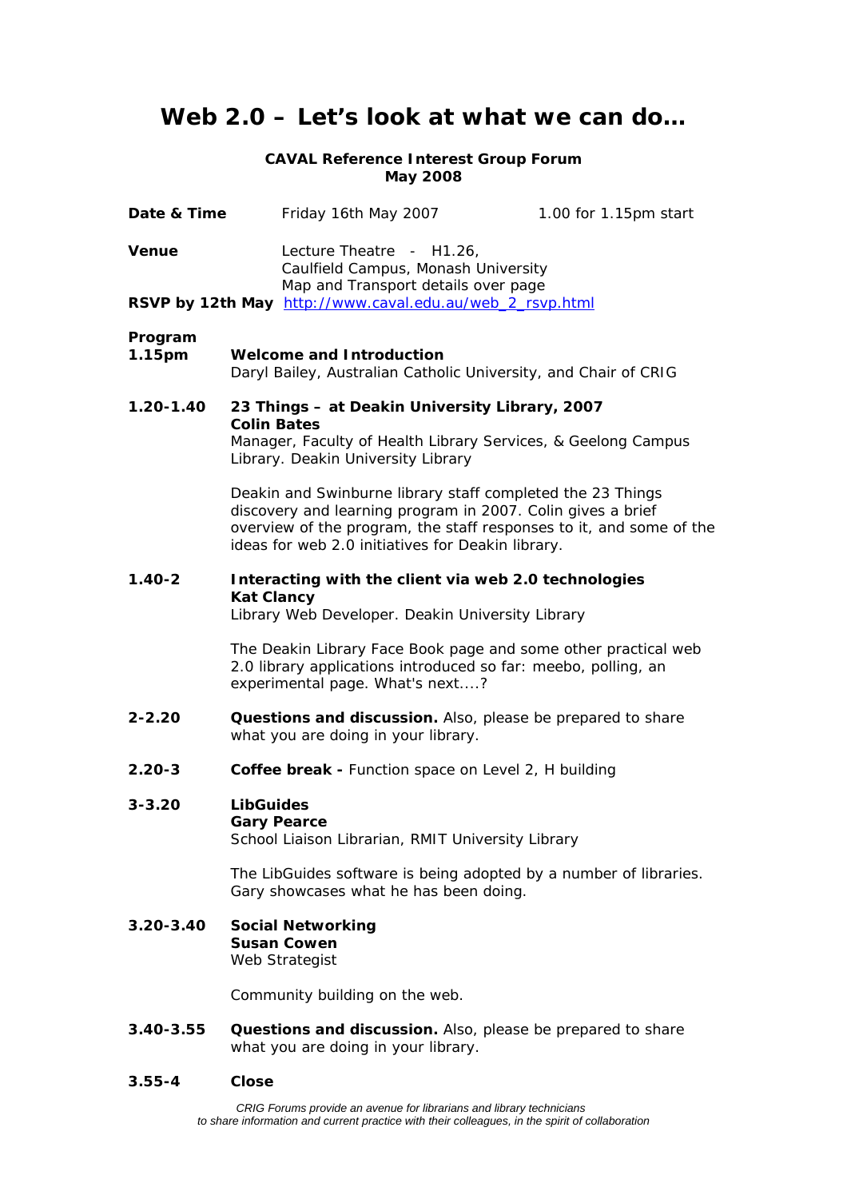# Web 2.0 – Let's look at what we can do…

**CAVAL Reference Interest Group Forum**
**May 2008**

| | | |
|---|---|---|
| **Date & Time** | Friday 16th May 2007 | 1.00 for 1.15pm start |
| **Venue** | Lecture Theatre - H1.26,<br>Caulfield Campus, Monash University<br>Map and Transport details over page | |
| **RSVP by 12th May** | http://www.caval.edu.au/web_2_rsvp.html | |

**Program**

**1.15pm** **Welcome and Introduction**
Daryl Bailey, Australian Catholic University, and Chair of CRIG

**1.20-1.40** **23 Things – at Deakin University Library, 2007**
**Colin Bates**
Manager, Faculty of Health Library Services, & Geelong Campus Library. Deakin University Library

Deakin and Swinburne library staff completed the 23 Things discovery and learning program in 2007. Colin gives a brief overview of the program, the staff responses to it, and some of the ideas for web 2.0 initiatives for Deakin library.

**1.40-2** **Interacting with the client via web 2.0 technologies**
**Kat Clancy**
Library Web Developer. Deakin University Library

The Deakin Library Face Book page and some other practical web 2.0 library applications introduced so far: meebo, polling, an experimental page. What's next....?

**2-2.20** **Questions and discussion.** Also, please be prepared to share what you are doing in your library.

**2.20-3** **Coffee break -** Function space on Level 2, H building

**3-3.20** **LibGuides**
**Gary Pearce**
School Liaison Librarian, RMIT University Library

The LibGuides software is being adopted by a number of libraries. Gary showcases what he has been doing.

**3.20-3.40** **Social Networking**
**Susan Cowen**
Web Strategist

Community building on the web.

**3.40-3.55** **Questions and discussion.** Also, please be prepared to share what you are doing in your library.

**3.55-4** **Close**

*CRIG Forums provide an avenue for librarians and library technicians to share information and current practice with their colleagues, in the spirit of collaboration*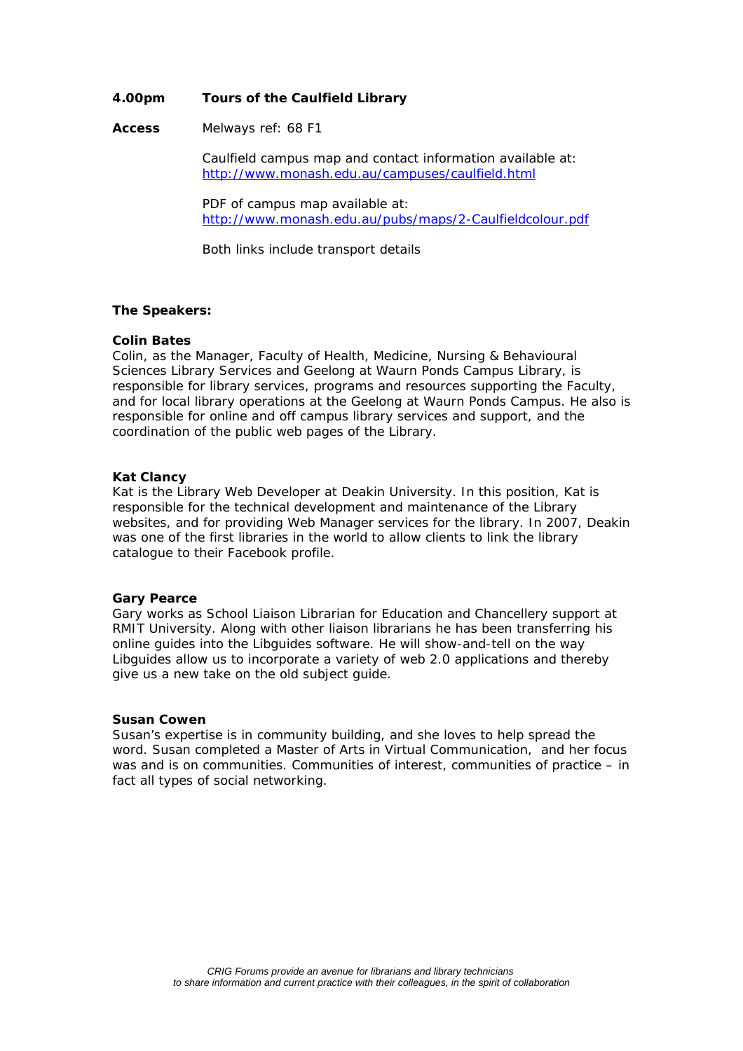**4.00pm** **Tours of the Caulfield Library**

**Access** Melways ref: 68 F1

Caulfield campus map and contact information available at:
http://www.monash.edu.au/campuses/caulfield.html

PDF of campus map available at:
http://www.monash.edu.au/pubs/maps/2-Caulfieldcolour.pdf

Both links include transport details

**The Speakers:**

**Colin Bates**
Colin, as the Manager, Faculty of Health, Medicine, Nursing & Behavioural Sciences Library Services and Geelong at Waurn Ponds Campus Library, is responsible for library services, programs and resources supporting the Faculty, and for local library operations at the Geelong at Waurn Ponds Campus. He also is responsible for online and off campus library services and support, and the coordination of the public web pages of the Library.

**Kat Clancy**
Kat is the Library Web Developer at Deakin University. In this position, Kat is responsible for the technical development and maintenance of the Library websites, and for providing Web Manager services for the library. In 2007, Deakin was one of the first libraries in the world to allow clients to link the library catalogue to their Facebook profile.

**Gary Pearce**
Gary works as School Liaison Librarian for Education and Chancellery support at RMIT University. Along with other liaison librarians he has been transferring his online guides into the Libguides software. He will show-and-tell on the way Libguides allow us to incorporate a variety of web 2.0 applications and thereby give us a new take on the old subject guide.

**Susan Cowen**
Susan's expertise is in community building, and she loves to help spread the word. Susan completed a Master of Arts in Virtual Communication, and her focus was and is on communities. Communities of interest, communities of practice – in fact all types of social networking.

*CRIG Forums provide an avenue for librarians and library technicians to share information and current practice with their colleagues, in the spirit of collaboration*